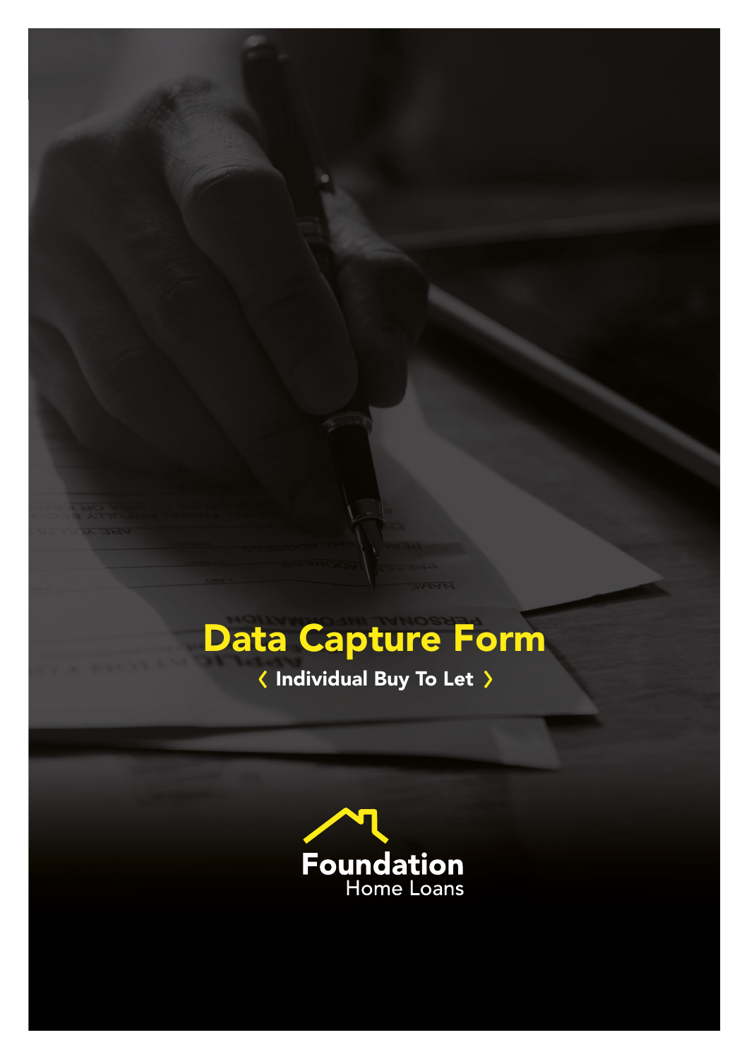# Data Capture Form

‹ Individual Buy To Let ›

Foundation
Home Loans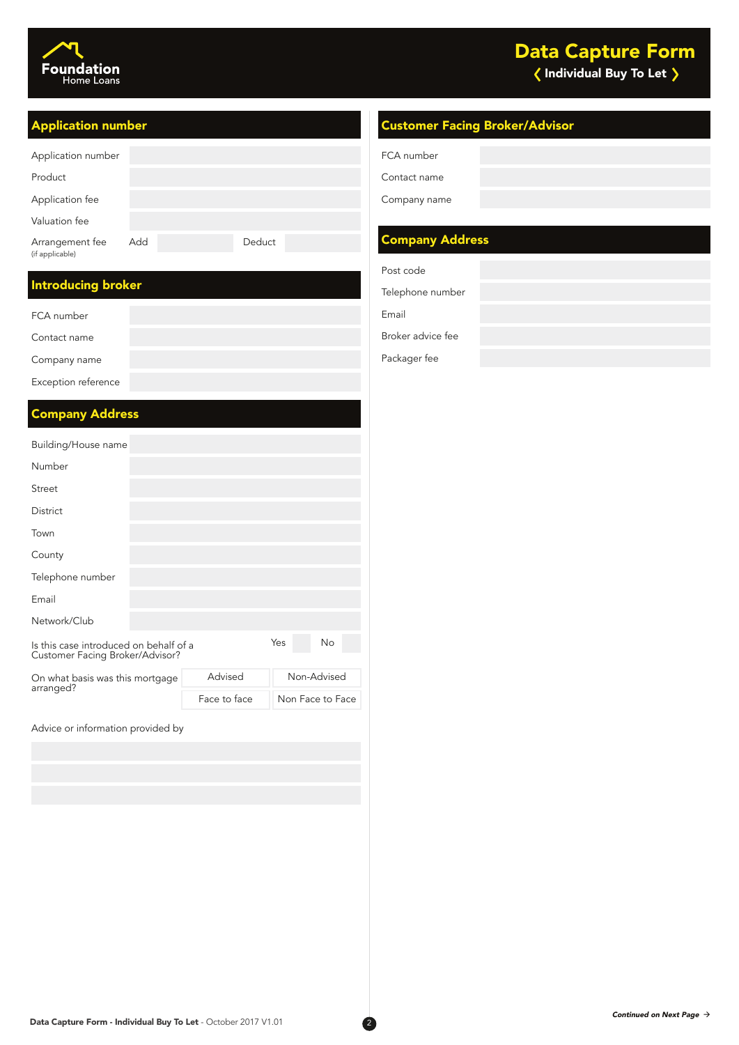Foundation Home Loans

# Data Capture Form

## Individual Buy To Let

## Application number

| | |
|---|---|
| Application number | |
| Product | |
| Application fee | |
| Valuation fee | |
| Arrangement fee (if applicable) | Add / Deduct |

## Introducing broker

| | |
|---|---|
| FCA number | |
| Contact name | |
| Company name | |
| Exception reference | |

## Company Address

| | |
|---|---|
| Building/House name | |
| Number | |
| Street | |
| District | |
| Town | |
| County | |
| Telephone number | |
| Email | |
| Network/Club | |

Is this case introduced on behalf of a Customer Facing Broker/Advisor? Yes / No

On what basis was this mortgage arranged?

| | |
|---|---|
| Advised | Non-Advised |
| Face to face | Non Face to Face |

Advice or information provided by

## Customer Facing Broker/Advisor

| | |
|---|---|
| FCA number | |
| Contact name | |
| Company name | |

## Company Address

| | |
|---|---|
| Post code | |
| Telephone number | |
| Email | |
| Broker advice fee | |
| Packager fee | |

*Continued on Next Page →*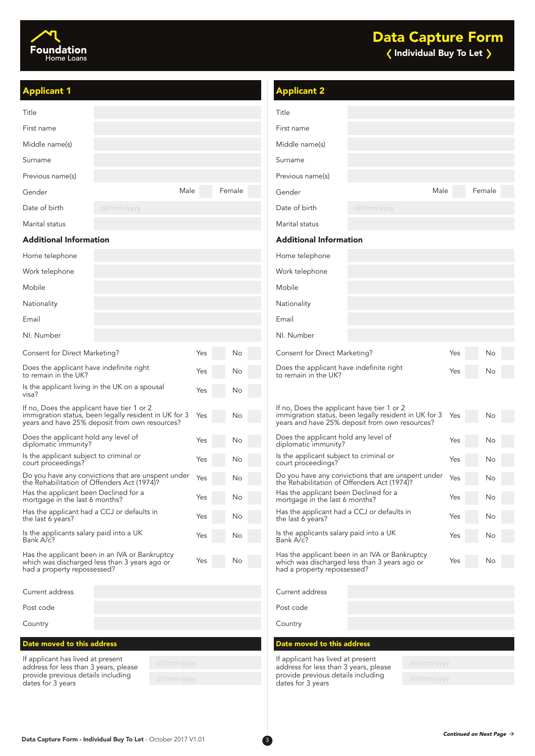# Foundation Home Loans

# Data Capture Form

## ❬ Individual Buy To Let ❭

## Applicant 1

| | |
|---|---|
| Title | |
| First name | |
| Middle name(s) | |
| Surname | |
| Previous name(s) | |
| Gender | Male ☐ Female ☐ |
| Date of birth | dd/mm/yyyy |
| Marital status | |

### Additional Information

| | |
|---|---|
| Home telephone | |
| Work telephone | |
| Mobile | |
| Nationality | |
| Email | |
| NI. Number | |

| | | |
|---|---|---|
| Consent for Direct Marketing? | Yes ☐ | No ☐ |
| Does the applicant have indefinite right to remain in the UK? | Yes ☐ | No ☐ |
| Is the applicant living in the UK on a spousal visa? | Yes ☐ | No ☐ |
| If no, Does the applicant have tier 1 or 2 immigration status, been legally resident in UK for 3 years and have 25% deposit from own resources? | Yes ☐ | No ☐ |
| Does the applicant hold any level of diplomatic immunity? | Yes ☐ | No ☐ |
| Is the applicant subject to criminal or court proceedings? | Yes ☐ | No ☐ |
| Do you have any convictions that are unspent under the Rehabilitation of Offenders Act (1974)? | Yes ☐ | No ☐ |
| Has the applicant been Declined for a mortgage in the last 6 months? | Yes ☐ | No ☐ |
| Has the applicant had a CCJ or defaults in the last 6 years? | Yes ☐ | No ☐ |
| Is the applicants salary paid into a UK Bank A/c? | Yes ☐ | No ☐ |
| Has the applicant been in an IVA or Bankruptcy which was discharged less than 3 years ago or had a property repossessed? | Yes ☐ | No ☐ |

| | |
|---|---|
| Current address | |
| Post code | |
| Country | |

### Date moved to this address

| | |
|---|---|
| If applicant has lived at present address for less than 3 years, please provide previous details including dates for 3 years | dd/mm/yyyy |
| | dd/mm/yyyy |

## Applicant 2

| | |
|---|---|
| Title | |
| First name | |
| Middle name(s) | |
| Surname | |
| Previous name(s) | |
| Gender | Male ☐ Female ☐ |
| Date of birth | dd/mm/yyyy |
| Marital status | |

### Additional Information

| | |
|---|---|
| Home telephone | |
| Work telephone | |
| Mobile | |
| Nationality | |
| Email | |
| NI. Number | |

| | | |
|---|---|---|
| Consent for Direct Marketing? | Yes ☐ | No ☐ |
| Does the applicant have indefinite right to remain in the UK? | Yes ☐ | No ☐ |
| If no, Does the applicant have tier 1 or 2 immigration status, been legally resident in UK for 3 years and have 25% deposit from own resources? | Yes ☐ | No ☐ |
| Does the applicant hold any level of diplomatic immunity? | Yes ☐ | No ☐ |
| Is the applicant subject to criminal or court proceedings? | Yes ☐ | No ☐ |
| Do you have any convictions that are unspent under the Rehabilitation of Offenders Act (1974)? | Yes ☐ | No ☐ |
| Has the applicant been Declined for a mortgage in the last 6 months? | Yes ☐ | No ☐ |
| Has the applicant had a CCJ or defaults in the last 6 years? | Yes ☐ | No ☐ |
| Is the applicants salary paid into a UK Bank A/c? | Yes ☐ | No ☐ |
| Has the applicant been in an IVA or Bankruptcy which was discharged less than 3 years ago or had a property repossessed? | Yes ☐ | No ☐ |

| | |
|---|---|
| Current address | |
| Post code | |
| Country | |

### Date moved to this address

| | |
|---|---|
| If applicant has lived at present address for less than 3 years, please provide previous details including dates for 3 years | dd/mm/yyyy |
| | dd/mm/yyyy |

*Continued on Next Page →*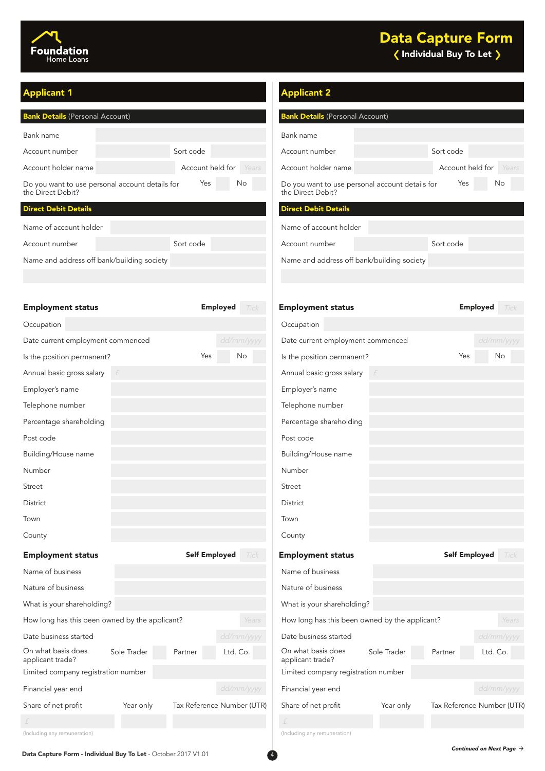# Data Capture Form

## Individual Buy To Let

## Applicant 1

### Bank Details (Personal Account)

| | | | |
|---|---|---|---|
| Bank name | | | |
| Account number | | Sort code | |
| Account holder name | | Account held for | Years |
| Do you want to use personal account details for the Direct Debit? | | Yes | No |

### Direct Debit Details

| | | | |
|---|---|---|---|
| Name of account holder | | | |
| Account number | | Sort code | |
| Name and address off bank/building society | | | |

### Employment status — Employed (Tick)

| | | | |
|---|---|---|---|
| Occupation | | | |
| Date current employment commenced | dd/mm/yyyy | | |
| Is the position permanent? | Yes | No | |
| Annual basic gross salary | £ | | |
| Employer's name | | | |
| Telephone number | | | |
| Percentage shareholding | | | |
| Post code | | | |
| Building/House name | | | |
| Number | | | |
| Street | | | |
| District | | | |
| Town | | | |
| County | | | |

### Employment status — Self Employed (Tick)

| | | | |
|---|---|---|---|
| Name of business | | | |
| Nature of business | | | |
| What is your shareholding? | | | |
| How long has this been owned by the applicant? | Years | | |
| Date business started | dd/mm/yyyy | | |
| On what basis does applicant trade? | Sole Trader | Partner | Ltd. Co. |
| Limited company registration number | | | |
| Financial year end | dd/mm/yyyy | | |
| Share of net profit | Year only | Tax Reference Number (UTR) | |
| £ | | | |

(Including any remuneration)

## Applicant 2

### Bank Details (Personal Account)

| | | | |
|---|---|---|---|
| Bank name | | | |
| Account number | | Sort code | |
| Account holder name | | Account held for | Years |
| Do you want to use personal account details for the Direct Debit? | | Yes | No |

### Direct Debit Details

| | | | |
|---|---|---|---|
| Name of account holder | | | |
| Account number | | Sort code | |
| Name and address off bank/building society | | | |

### Employment status — Employed (Tick)

| | | | |
|---|---|---|---|
| Occupation | | | |
| Date current employment commenced | dd/mm/yyyy | | |
| Is the position permanent? | Yes | No | |
| Annual basic gross salary | £ | | |
| Employer's name | | | |
| Telephone number | | | |
| Percentage shareholding | | | |
| Post code | | | |
| Building/House name | | | |
| Number | | | |
| Street | | | |
| District | | | |
| Town | | | |
| County | | | |

### Employment status — Self Employed (Tick)

| | | | |
|---|---|---|---|
| Name of business | | | |
| Nature of business | | | |
| What is your shareholding? | | | |
| How long has this been owned by the applicant? | Years | | |
| Date business started | dd/mm/yyyy | | |
| On what basis does applicant trade? | Sole Trader | Partner | Ltd. Co. |
| Limited company registration number | | | |
| Financial year end | dd/mm/yyyy | | |
| Share of net profit | Year only | Tax Reference Number (UTR) | |
| £ | | | |

(Including any remuneration)

*Continued on Next Page →*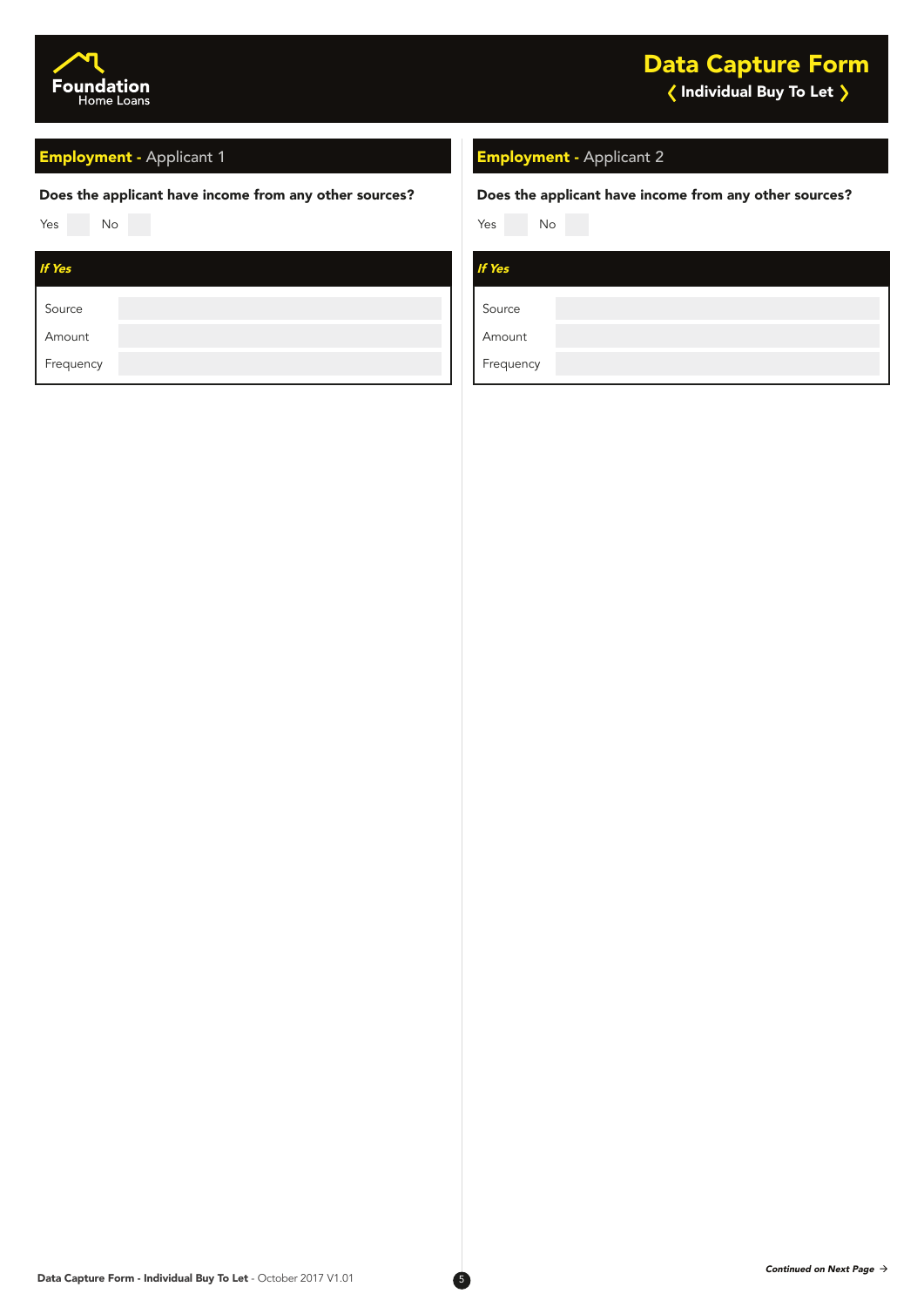## Employment - Applicant 1

**Does the applicant have income from any other sources?**

Yes ☐ No ☐

***If Yes***

| | |
|---|---|
| Source | |
| Amount | |
| Frequency | |

## Employment - Applicant 2

**Does the applicant have income from any other sources?**

Yes ☐ No ☐

***If Yes***

| | |
|---|---|
| Source | |
| Amount | |
| Frequency | |

***Continued on Next Page →***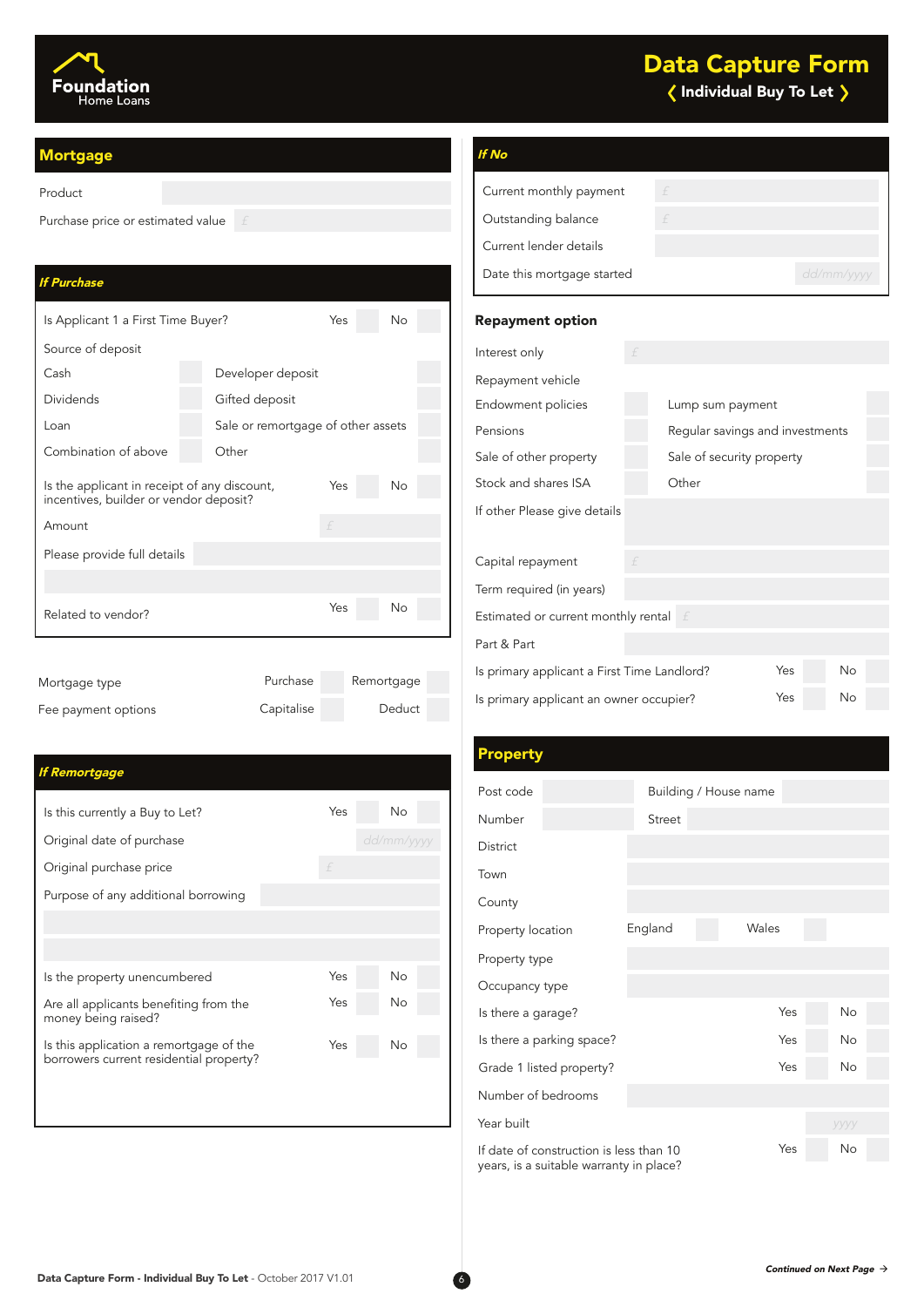# Data Capture Form

**Individual Buy To Let**

Foundation Home Loans

## Mortgage

| | |
|---|---|
| Product | |
| Purchase price or estimated value | £ |

### *If Purchase*

| | | |
|---|---|---|
| Is Applicant 1 a First Time Buyer? | Yes | No |

Source of deposit

| | |
|---|---|
| Cash | Developer deposit |
| Dividends | Gifted deposit |
| Loan | Sale or remortgage of other assets |
| Combination of above | Other |

| | | |
|---|---|---|
| Is the applicant in receipt of any discount, incentives, builder or vendor deposit? | Yes | No |
| Amount | £ | |
| Please provide full details | | |
| Related to vendor? | Yes | No |

| | | |
|---|---|---|
| Mortgage type | Purchase | Remortgage |
| Fee payment options | Capitalise | Deduct |

### *If Remortgage*

| | | |
|---|---|---|
| Is this currently a Buy to Let? | Yes | No |
| Original date of purchase | dd/mm/yyyy | |
| Original purchase price | £ | |
| Purpose of any additional borrowing | | |
| Is the property unencumbered | Yes | No |
| Are all applicants benefiting from the money being raised? | Yes | No |
| Is this application a remortgage of the borrowers current residential property? | Yes | No |

### *If No*

| | |
|---|---|
| Current monthly payment | £ |
| Outstanding balance | £ |
| Current lender details | |
| Date this mortgage started | dd/mm/yyyy |

### Repayment option

| | |
|---|---|
| Interest only | £ |

Repayment vehicle

| | |
|---|---|
| Endowment policies | Lump sum payment |
| Pensions | Regular savings and investments |
| Sale of other property | Sale of security property |
| Stock and shares ISA | Other |

| | | |
|---|---|---|
| If other Please give details | | |
| Capital repayment | £ | |
| Term required (in years) | | |
| Estimated or current monthly rental | £ | |
| Part & Part | | |
| Is primary applicant a First Time Landlord? | Yes | No |
| Is primary applicant an owner occupier? | Yes | No |

## Property

| | |
|---|---|
| Post code | Building / House name |
| Number | Street |

| | | |
|---|---|---|
| District | | |
| Town | | |
| County | | |
| Property location | England | Wales |
| Property type | | |
| Occupancy type | | |
| Is there a garage? | Yes | No |
| Is there a parking space? | Yes | No |
| Grade 1 listed property? | Yes | No |
| Number of bedrooms | | |
| Year built | yyyy | |
| If date of construction is less than 10 years, is a suitable warranty in place? | Yes | No |

*Continued on Next Page →*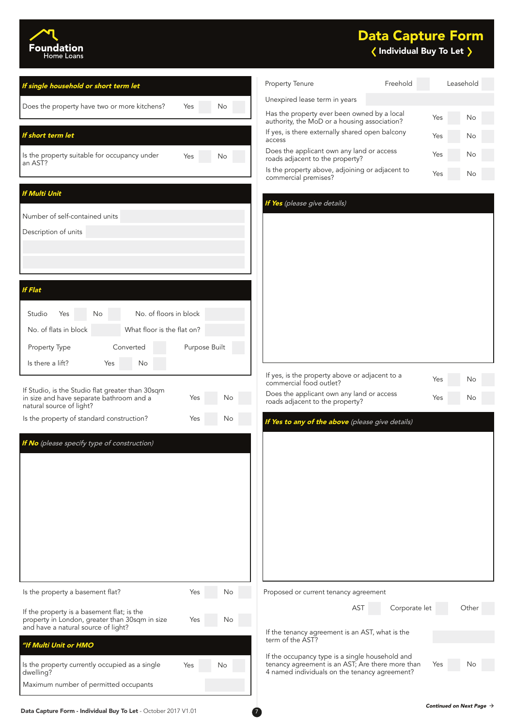# Data Capture Form

**Individual Buy To Let**

Foundation Home Loans

### *If single household or short term let*

| | | |
|---|---|---|
| Does the property have two or more kitchens? | Yes | No |

### *If short term let*

| | | |
|---|---|---|
| Is the property suitable for occupancy under an AST? | Yes | No |

### *If Multi Unit*

Number of self-contained units

Description of units

### *If Flat*

| | | | | |
|---|---|---|---|---|
| Studio | Yes | No | No. of floors in block | |
| No. of flats in block | | | What floor is the flat on? | |
| Property Type | Converted | | Purpose Built | |
| Is there a lift? | Yes | No | | |

| | | |
|---|---|---|
| If Studio, is the Studio flat greater than 30sqm in size and have separate bathroom and a natural source of light? | Yes | No |
| Is the property of standard construction? | Yes | No |

### *If No* *(please specify type of construction)*

| | | |
|---|---|---|
| Is the property a basement flat? | Yes | No |
| If the property is a basement flat; is the property in London, greater than 30sqm in size and have a natural source of light? | Yes | No |

### *"If Multi Unit or HMO*

| | | |
|---|---|---|
| Is the property currently occupied as a single dwelling? | Yes | No |
| Maximum number of permitted occupants | | |

| | | |
|---|---|---|
| Property Tenure | Freehold | Leasehold |
| Unexpired lease term in years | | |
| Has the property ever been owned by a local authority, the MoD or a housing association? | Yes | No |
| If yes, is there externally shared open balcony access | Yes | No |
| Does the applicant own any land or access roads adjacent to the property? | Yes | No |
| Is the property above, adjoining or adjacent to commercial premises? | Yes | No |

### *If Yes* *(please give details)*

| | | |
|---|---|---|
| If yes, is the property above or adjacent to a commercial food outlet? | Yes | No |
| Does the applicant own any land or access roads adjacent to the property? | Yes | No |

### *If Yes to any of the above* *(please give details)*

Proposed or current tenancy agreement

| | | |
|---|---|---|
| AST | Corporate let | Other |

| | | |
|---|---|---|
| If the tenancy agreement is an AST, what is the term of the AST? | | |
| If the occupancy type is a single household and tenancy agreement is an AST; Are there more than 4 named individuals on the tenancy agreement? | Yes | No |

***Continued on Next Page →***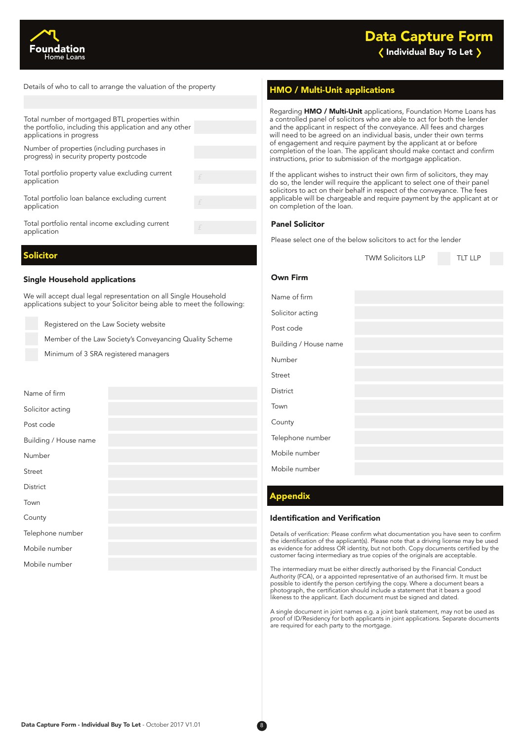Details of who to call to arrange the valuation of the property

| | |
|---|---|
| Total number of mortgaged BTL properties within the portfolio, including this application and any other applications in progress | |
| Number of properties (including purchases in progress) in security property postcode | |
| Total portfolio property value excluding current application | £ |
| Total portfolio loan balance excluding current application | £ |
| Total portfolio rental income excluding current application | £ |

## Solicitor

### Single Household applications

We will accept dual legal representation on all Single Household applications subject to your Solicitor being able to meet the following:

- ☐ Registered on the Law Society website
- ☐ Member of the Law Society's Conveyancing Quality Scheme
- ☐ Minimum of 3 SRA registered managers

| | |
|---|---|
| Name of firm | |
| Solicitor acting | |
| Post code | |
| Building / House name | |
| Number | |
| Street | |
| District | |
| Town | |
| County | |
| Telephone number | |
| Mobile number | |
| Mobile number | |

## HMO / Multi-Unit applications

Regarding **HMO / Multi-Unit** applications, Foundation Home Loans has a controlled panel of solicitors who are able to act for both the lender and the applicant in respect of the conveyance. All fees and charges will need to be agreed on an individual basis, under their own terms of engagement and require payment by the applicant at or before completion of the loan. The applicant should make contact and confirm instructions, prior to submission of the mortgage application.

If the applicant wishes to instruct their own firm of solicitors, they may do so, the lender will require the applicant to select one of their panel solicitors to act on their behalf in respect of the conveyance. The fees applicable will be chargeable and require payment by the applicant at or on completion of the loan.

### Panel Solicitor

Please select one of the below solicitors to act for the lender

TWM Solicitors LLP ☐ TLT LLP ☐

### Own Firm

| | |
|---|---|
| Name of firm | |
| Solicitor acting | |
| Post code | |
| Building / House name | |
| Number | |
| Street | |
| District | |
| Town | |
| County | |
| Telephone number | |
| Mobile number | |
| Mobile number | |

## Appendix

### Identification and Verification

Details of verification: Please confirm what documentation you have seen to confirm the identification of the applicant(s). Please note that a driving license may be used as evidence for address OR identity, but not both. Copy documents certified by the customer facing intermediary as true copies of the originals are acceptable.

The intermediary must be either directly authorised by the Financial Conduct Authority (FCA), or a appointed representative of an authorised firm. It must be possible to identify the person certifying the copy. Where a document bears a photograph, the certification should include a statement that it bears a good likeness to the applicant. Each document must be signed and dated.

A single document in joint names e.g. a joint bank statement, may not be used as proof of ID/Residency for both applicants in joint applications. Separate documents are required for each party to the mortgage.